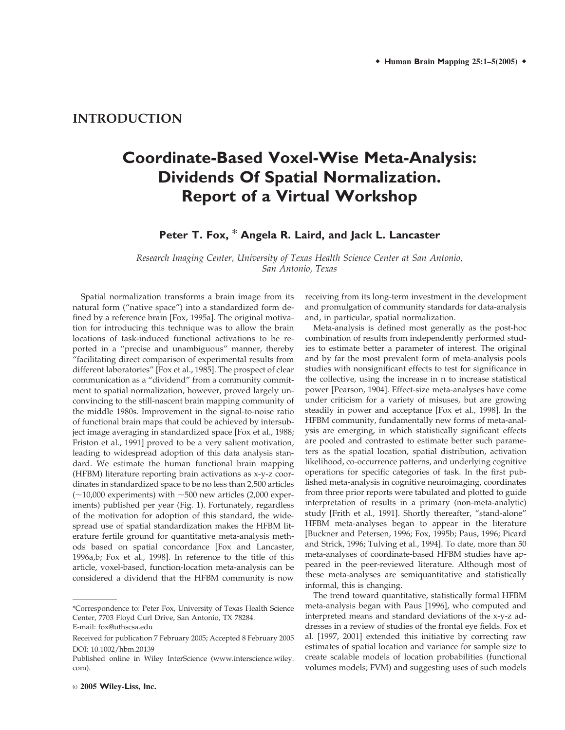## INTRODUCTION

# Coordinate-Based Voxel-Wise Meta-Analysis: Dividends Of Spatial Normalization. Report of a Virtual Workshop

**Peter T. Fox, * Angela R. Laird, and Jack L. Lancaster**

*Research Imaging Center, University of Texas Health Science Center at San Antonio, San Antonio, Texas*

Spatial normalization transforms a brain image from its natural form ("native space") into a standardized form defined by a reference brain [Fox, 1995a]. The original motivation for introducing this technique was to allow the brain locations of task-induced functional activations to be reported in a "precise and unambiguous" manner, thereby "facilitating direct comparison of experimental results from different laboratories" [Fox et al., 1985]. The prospect of clear communication as a "dividend" from a community commitment to spatial normalization, however, proved largely unconvincing to the still-nascent brain mapping community of the middle 1980s. Improvement in the signal-to-noise ratio of functional brain maps that could be achieved by intersubject image averaging in standardized space [Fox et al., 1988; Friston et al., 1991] proved to be a very salient motivation, leading to widespread adoption of this data analysis standard. We estimate the human functional brain mapping (HFBM) literature reporting brain activations as x-y-z coordinates in standardized space to be no less than 2,500 articles (~10,000 experiments) with ~500 new articles (2,000 experiments) published per year (Fig. 1). Fortunately, regardless of the motivation for adoption of this standard, the widespread use of spatial standardization makes the HFBM literature fertile ground for quantitative meta-analysis methods based on spatial concordance [Fox and Lancaster, 1996a,b; Fox et al., 1998]. In reference to the title of this article, voxel-based, function-location meta-analysis can be considered a dividend that the HFBM community is now receiving from its long-term investment in the development and promulgation of community standards for data-analysis and, in particular, spatial normalization.

Meta-analysis is defined most generally as the post-hoc combination of results from independently performed studies to estimate better a parameter of interest. The original and by far the most prevalent form of meta-analysis pools studies with nonsignificant effects to test for significance in the collective, using the increase in n to increase statistical power [Pearson, 1904]. Effect-size meta-analyses have come under criticism for a variety of misuses, but are growing steadily in power and acceptance [Fox et al., 1998]. In the HFBM community, fundamentally new forms of meta-analysis are emerging, in which statistically significant effects are pooled and contrasted to estimate better such parameters as the spatial location, spatial distribution, activation likelihood, co-occurrence patterns, and underlying cognitive operations for specific categories of task. In the first published meta-analysis in cognitive neuroimaging, coordinates from three prior reports were tabulated and plotted to guide interpretation of results in a primary (non-meta-analytic) study [Frith et al., 1991]. Shortly thereafter, "stand-alone" HFBM meta-analyses began to appear in the literature [Buckner and Petersen, 1996; Fox, 1995b; Paus, 1996; Picard and Strick, 1996; Tulving et al., 1994]. To date, more than 50 meta-analyses of coordinate-based HFBM studies have appeared in the peer-reviewed literature. Although most of these meta-analyses are semiquantitative and statistically informal, this is changing.

The trend toward quantitative, statistically formal HFBM meta-analysis began with Paus [1996], who computed and interpreted means and standard deviations of the x-y-z addresses in a review of studies of the frontal eye fields. Fox et al. [1997, 2001] extended this initiative by correcting raw estimates of spatial location and variance for sample size to create scalable models of location probabilities (functional volumes models; FVM) and suggesting uses of such models

---

*Correspondence to: Peter Fox, University of Texas Health Science Center, 7703 Floyd Curl Drive, San Antonio, TX 78284. E-mail: fox@uthscsa.edu

Received for publication 7 February 2005; Accepted 8 February 2005

DOI: 10.1002/hbm.20139

Published online in Wiley InterScience (www.interscience.wiley.com).

© 2005 Wiley-Liss, Inc.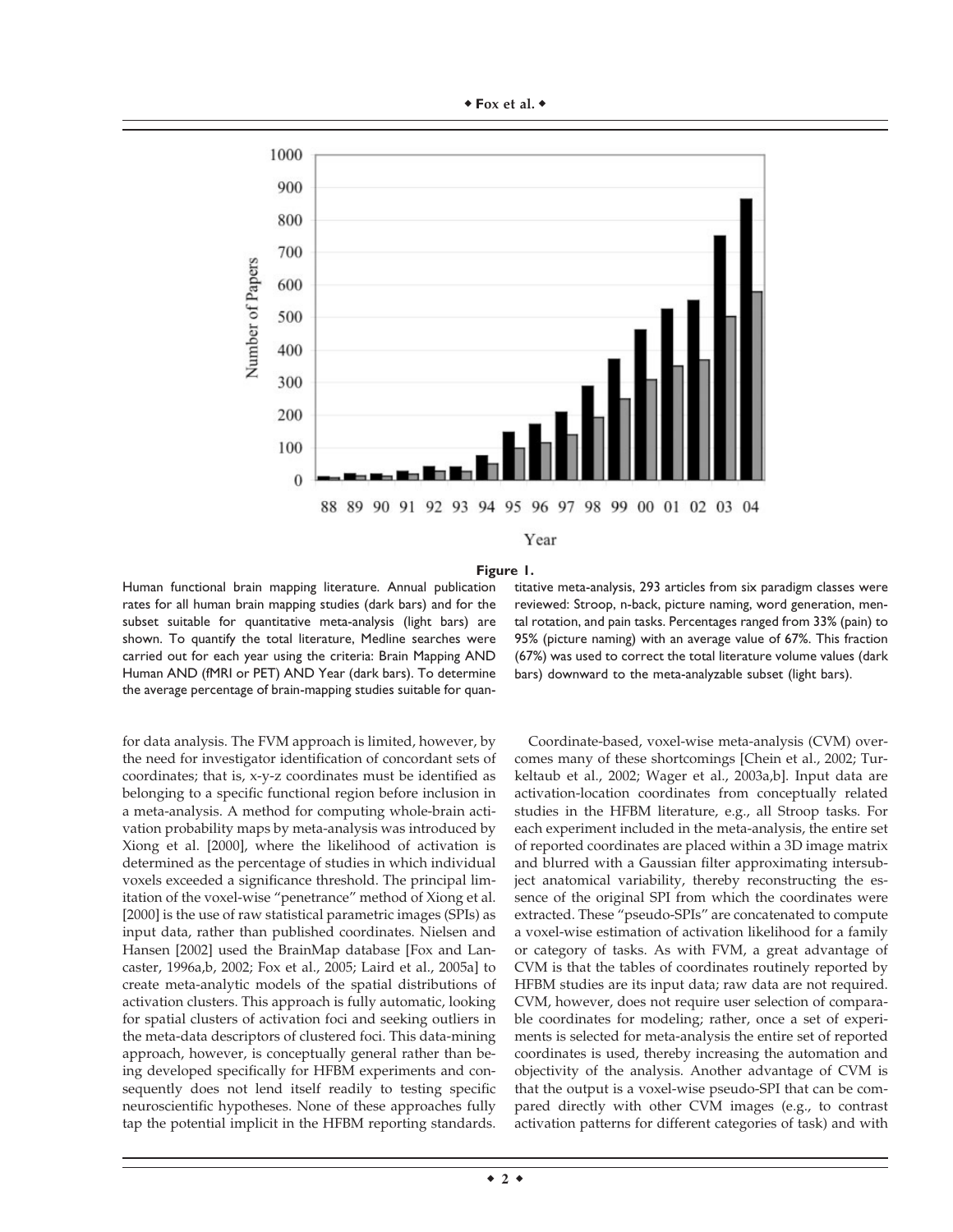**Figure 1.**

Human functional brain mapping literature. Annual publication rates for all human brain mapping studies (dark bars) and for the subset suitable for quantitative meta-analysis (light bars) are shown. To quantify the total literature, Medline searches were carried out for each year using the criteria: Brain Mapping AND Human AND (fMRI or PET) AND Year (dark bars). To determine the average percentage of brain-mapping studies suitable for quantitative meta-analysis, 293 articles from six paradigm classes were reviewed: Stroop, n-back, picture naming, word generation, mental rotation, and pain tasks. Percentages ranged from 33% (pain) to 95% (picture naming) with an average value of 67%. This fraction (67%) was used to correct the total literature volume values (dark bars) downward to the meta-analyzable subset (light bars).

for data analysis. The FVM approach is limited, however, by the need for investigator identification of concordant sets of coordinates; that is, x-y-z coordinates must be identified as belonging to a specific functional region before inclusion in a meta-analysis. A method for computing whole-brain activation probability maps by meta-analysis was introduced by Xiong et al. [2000], where the likelihood of activation is determined as the percentage of studies in which individual voxels exceeded a significance threshold. The principal limitation of the voxel-wise "penetrance" method of Xiong et al. [2000] is the use of raw statistical parametric images (SPIs) as input data, rather than published coordinates. Nielsen and Hansen [2002] used the BrainMap database [Fox and Lancaster, 1996a,b, 2002; Fox et al., 2005; Laird et al., 2005a] to create meta-analytic models of the spatial distributions of activation clusters. This approach is fully automatic, looking for spatial clusters of activation foci and seeking outliers in the meta-data descriptors of clustered foci. This data-mining approach, however, is conceptually general rather than being developed specifically for HFBM experiments and consequently does not lend itself readily to testing specific neuroscientific hypotheses. None of these approaches fully tap the potential implicit in the HFBM reporting standards.

Coordinate-based, voxel-wise meta-analysis (CVM) overcomes many of these shortcomings [Chein et al., 2002; Turkeltaub et al., 2002; Wager et al., 2003a,b]. Input data are activation-location coordinates from conceptually related studies in the HFBM literature, e.g., all Stroop tasks. For each experiment included in the meta-analysis, the entire set of reported coordinates are placed within a 3D image matrix and blurred with a Gaussian filter approximating intersubject anatomical variability, thereby reconstructing the essence of the original SPI from which the coordinates were extracted. These "pseudo-SPIs" are concatenated to compute a voxel-wise estimation of activation likelihood for a family or category of tasks. As with FVM, a great advantage of CVM is that the tables of coordinates routinely reported by HFBM studies are its input data; raw data are not required. CVM, however, does not require user selection of comparable coordinates for modeling; rather, once a set of experiments is selected for meta-analysis the entire set of reported coordinates is used, thereby increasing the automation and objectivity of the analysis. Another advantage of CVM is that the output is a voxel-wise pseudo-SPI that can be compared directly with other CVM images (e.g., to contrast activation patterns for different categories of task) and with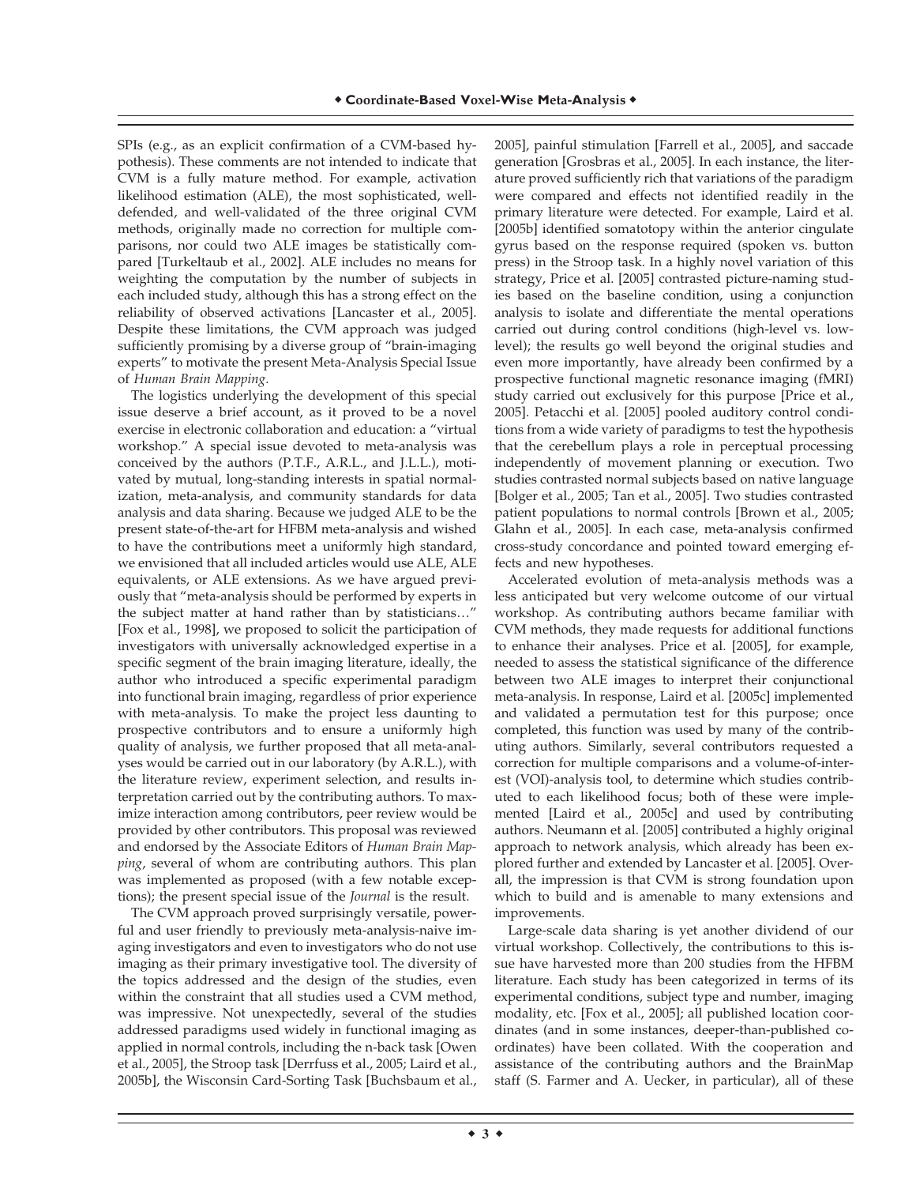SPIs (e.g., as an explicit confirmation of a CVM-based hypothesis). These comments are not intended to indicate that CVM is a fully mature method. For example, activation likelihood estimation (ALE), the most sophisticated, well-defended, and well-validated of the three original CVM methods, originally made no correction for multiple comparisons, nor could two ALE images be statistically compared [Turkeltaub et al., 2002]. ALE includes no means for weighting the computation by the number of subjects in each included study, although this has a strong effect on the reliability of observed activations [Lancaster et al., 2005]. Despite these limitations, the CVM approach was judged sufficiently promising by a diverse group of "brain-imaging experts" to motivate the present Meta-Analysis Special Issue of *Human Brain Mapping*.

The logistics underlying the development of this special issue deserve a brief account, as it proved to be a novel exercise in electronic collaboration and education: a "virtual workshop." A special issue devoted to meta-analysis was conceived by the authors (P.T.F., A.R.L., and J.L.L.), motivated by mutual, long-standing interests in spatial normalization, meta-analysis, and community standards for data analysis and data sharing. Because we judged ALE to be the present state-of-the-art for HFBM meta-analysis and wished to have the contributions meet a uniformly high standard, we envisioned that all included articles would use ALE, ALE equivalents, or ALE extensions. As we have argued previously that "meta-analysis should be performed by experts in the subject matter at hand rather than by statisticians…" [Fox et al., 1998], we proposed to solicit the participation of investigators with universally acknowledged expertise in a specific segment of the brain imaging literature, ideally, the author who introduced a specific experimental paradigm into functional brain imaging, regardless of prior experience with meta-analysis. To make the project less daunting to prospective contributors and to ensure a uniformly high quality of analysis, we further proposed that all meta-analyses would be carried out in our laboratory (by A.R.L.), with the literature review, experiment selection, and results interpretation carried out by the contributing authors. To maximize interaction among contributors, peer review would be provided by other contributors. This proposal was reviewed and endorsed by the Associate Editors of *Human Brain Mapping*, several of whom are contributing authors. This plan was implemented as proposed (with a few notable exceptions); the present special issue of the *Journal* is the result.

The CVM approach proved surprisingly versatile, powerful and user friendly to previously meta-analysis-naive imaging investigators and even to investigators who do not use imaging as their primary investigative tool. The diversity of the topics addressed and the design of the studies, even within the constraint that all studies used a CVM method, was impressive. Not unexpectedly, several of the studies addressed paradigms used widely in functional imaging as applied in normal controls, including the n-back task [Owen et al., 2005], the Stroop task [Derrfuss et al., 2005; Laird et al., 2005b], the Wisconsin Card-Sorting Task [Buchsbaum et al., 2005], painful stimulation [Farrell et al., 2005], and saccade generation [Grosbras et al., 2005]. In each instance, the literature proved sufficiently rich that variations of the paradigm were compared and effects not identified readily in the primary literature were detected. For example, Laird et al. [2005b] identified somatotopy within the anterior cingulate gyrus based on the response required (spoken vs. button press) in the Stroop task. In a highly novel variation of this strategy, Price et al. [2005] contrasted picture-naming studies based on the baseline condition, using a conjunction analysis to isolate and differentiate the mental operations carried out during control conditions (high-level vs. low-level); the results go well beyond the original studies and even more importantly, have already been confirmed by a prospective functional magnetic resonance imaging (fMRI) study carried out exclusively for this purpose [Price et al., 2005]. Petacchi et al. [2005] pooled auditory control conditions from a wide variety of paradigms to test the hypothesis that the cerebellum plays a role in perceptual processing independently of movement planning or execution. Two studies contrasted normal subjects based on native language [Bolger et al., 2005; Tan et al., 2005]. Two studies contrasted patient populations to normal controls [Brown et al., 2005; Glahn et al., 2005]. In each case, meta-analysis confirmed cross-study concordance and pointed toward emerging effects and new hypotheses.

Accelerated evolution of meta-analysis methods was a less anticipated but very welcome outcome of our virtual workshop. As contributing authors became familiar with CVM methods, they made requests for additional functions to enhance their analyses. Price et al. [2005], for example, needed to assess the statistical significance of the difference between two ALE images to interpret their conjunctional meta-analysis. In response, Laird et al. [2005c] implemented and validated a permutation test for this purpose; once completed, this function was used by many of the contributing authors. Similarly, several contributors requested a correction for multiple comparisons and a volume-of-interest (VOI)-analysis tool, to determine which studies contributed to each likelihood focus; both of these were implemented [Laird et al., 2005c] and used by contributing authors. Neumann et al. [2005] contributed a highly original approach to network analysis, which already has been explored further and extended by Lancaster et al. [2005]. Overall, the impression is that CVM is strong foundation upon which to build and is amenable to many extensions and improvements.

Large-scale data sharing is yet another dividend of our virtual workshop. Collectively, the contributions to this issue have harvested more than 200 studies from the HFBM literature. Each study has been categorized in terms of its experimental conditions, subject type and number, imaging modality, etc. [Fox et al., 2005]; all published location coordinates (and in some instances, deeper-than-published coordinates) have been collated. With the cooperation and assistance of the contributing authors and the BrainMap staff (S. Farmer and A. Uecker, in particular), all of these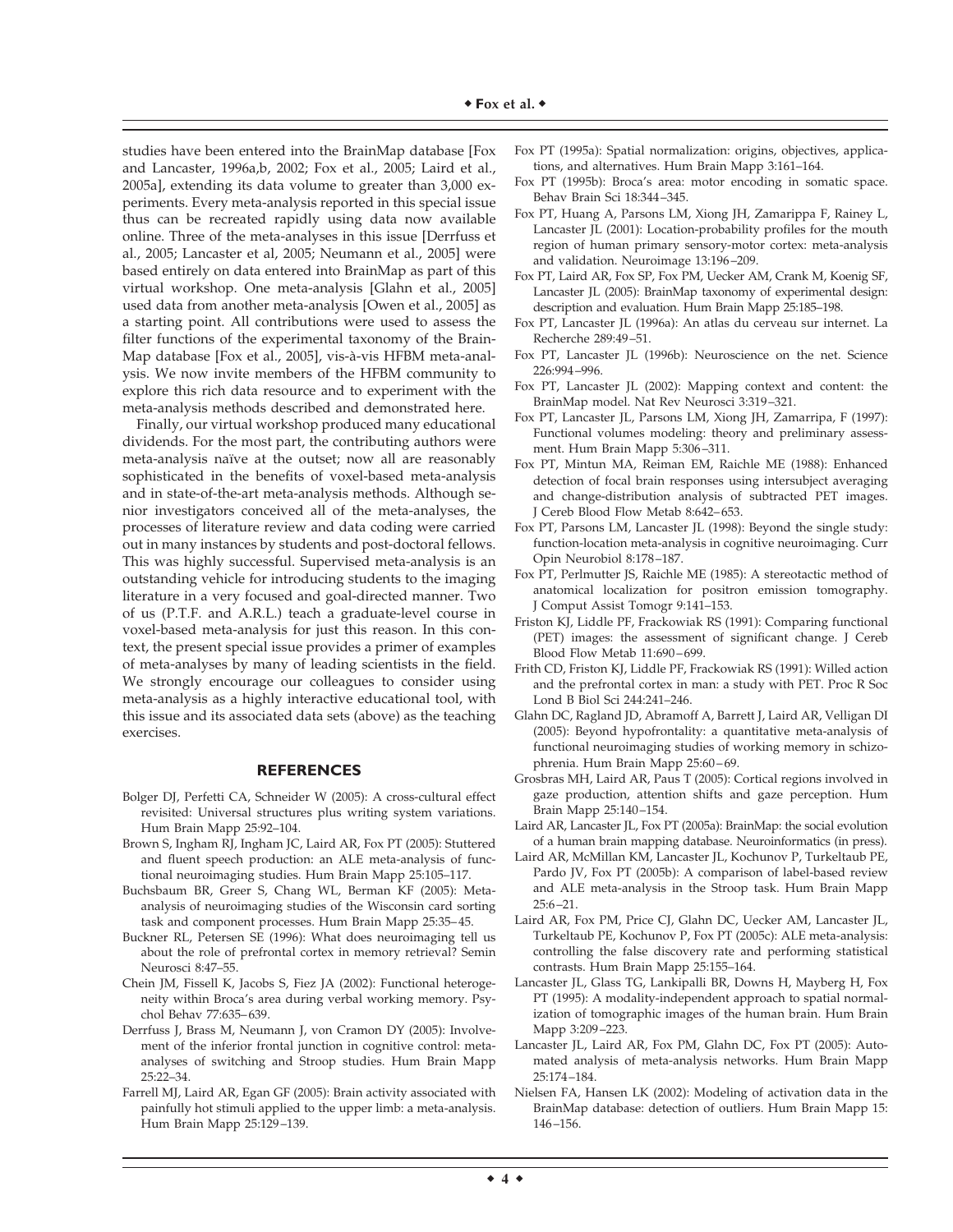studies have been entered into the BrainMap database [Fox and Lancaster, 1996a,b, 2002; Fox et al., 2005; Laird et al., 2005a], extending its data volume to greater than 3,000 experiments. Every meta-analysis reported in this special issue thus can be recreated rapidly using data now available online. Three of the meta-analyses in this issue [Derrfuss et al., 2005; Lancaster et al, 2005; Neumann et al., 2005] were based entirely on data entered into BrainMap as part of this virtual workshop. One meta-analysis [Glahn et al., 2005] used data from another meta-analysis [Owen et al., 2005] as a starting point. All contributions were used to assess the filter functions of the experimental taxonomy of the BrainMap database [Fox et al., 2005], vis-à-vis HFBM meta-analysis. We now invite members of the HFBM community to explore this rich data resource and to experiment with the meta-analysis methods described and demonstrated here.

Finally, our virtual workshop produced many educational dividends. For the most part, the contributing authors were meta-analysis naïve at the outset; now all are reasonably sophisticated in the benefits of voxel-based meta-analysis and in state-of-the-art meta-analysis methods. Although senior investigators conceived all of the meta-analyses, the processes of literature review and data coding were carried out in many instances by students and post-doctoral fellows. This was highly successful. Supervised meta-analysis is an outstanding vehicle for introducing students to the imaging literature in a very focused and goal-directed manner. Two of us (P.T.F. and A.R.L.) teach a graduate-level course in voxel-based meta-analysis for just this reason. In this context, the present special issue provides a primer of examples of meta-analyses by many of leading scientists in the field. We strongly encourage our colleagues to consider using meta-analysis as a highly interactive educational tool, with this issue and its associated data sets (above) as the teaching exercises.

## REFERENCES

Bolger DJ, Perfetti CA, Schneider W (2005): A cross-cultural effect revisited: Universal structures plus writing system variations. Hum Brain Mapp 25:92–104.

Brown S, Ingham RJ, Ingham JC, Laird AR, Fox PT (2005): Stuttered and fluent speech production: an ALE meta-analysis of functional neuroimaging studies. Hum Brain Mapp 25:105–117.

Buchsbaum BR, Greer S, Chang WL, Berman KF (2005): Meta-analysis of neuroimaging studies of the Wisconsin card sorting task and component processes. Hum Brain Mapp 25:35–45.

Buckner RL, Petersen SE (1996): What does neuroimaging tell us about the role of prefrontal cortex in memory retrieval? Semin Neurosci 8:47–55.

Chein JM, Fissell K, Jacobs S, Fiez JA (2002): Functional heterogeneity within Broca's area during verbal working memory. Psychol Behav 77:635–639.

Derrfuss J, Brass M, Neumann J, von Cramon DY (2005): Involvement of the inferior frontal junction in cognitive control: meta-analyses of switching and Stroop studies. Hum Brain Mapp 25:22–34.

Farrell MJ, Laird AR, Egan GF (2005): Brain activity associated with painfully hot stimuli applied to the upper limb: a meta-analysis. Hum Brain Mapp 25:129–139.

Fox PT (1995a): Spatial normalization: origins, objectives, applications, and alternatives. Hum Brain Mapp 3:161–164.

Fox PT (1995b): Broca's area: motor encoding in somatic space. Behav Brain Sci 18:344–345.

Fox PT, Huang A, Parsons LM, Xiong JH, Zamarippa F, Rainey L, Lancaster JL (2001): Location-probability profiles for the mouth region of human primary sensory-motor cortex: meta-analysis and validation. Neuroimage 13:196–209.

Fox PT, Laird AR, Fox SP, Fox PM, Uecker AM, Crank M, Koenig SF, Lancaster JL (2005): BrainMap taxonomy of experimental design: description and evaluation. Hum Brain Mapp 25:185–198.

Fox PT, Lancaster JL (1996a): An atlas du cerveau sur internet. La Recherche 289:49–51.

Fox PT, Lancaster JL (1996b): Neuroscience on the net. Science 226:994–996.

Fox PT, Lancaster JL (2002): Mapping context and content: the BrainMap model. Nat Rev Neurosci 3:319–321.

Fox PT, Lancaster JL, Parsons LM, Xiong JH, Zamarripa, F (1997): Functional volumes modeling: theory and preliminary assessment. Hum Brain Mapp 5:306–311.

Fox PT, Mintun MA, Reiman EM, Raichle ME (1988): Enhanced detection of focal brain responses using intersubject averaging and change-distribution analysis of subtracted PET images. J Cereb Blood Flow Metab 8:642–653.

Fox PT, Parsons LM, Lancaster JL (1998): Beyond the single study: function-location meta-analysis in cognitive neuroimaging. Curr Opin Neurobiol 8:178–187.

Fox PT, Perlmutter JS, Raichle ME (1985): A stereotactic method of anatomical localization for positron emission tomography. J Comput Assist Tomogr 9:141–153.

Friston KJ, Liddle PF, Frackowiak RS (1991): Comparing functional (PET) images: the assessment of significant change. J Cereb Blood Flow Metab 11:690–699.

Frith CD, Friston KJ, Liddle PF, Frackowiak RS (1991): Willed action and the prefrontal cortex in man: a study with PET. Proc R Soc Lond B Biol Sci 244:241–246.

Glahn DC, Ragland JD, Abramoff A, Barrett J, Laird AR, Velligan DI (2005): Beyond hypofrontality: a quantitative meta-analysis of functional neuroimaging studies of working memory in schizophrenia. Hum Brain Mapp 25:60–69.

Grosbras MH, Laird AR, Paus T (2005): Cortical regions involved in gaze production, attention shifts and gaze perception. Hum Brain Mapp 25:140–154.

Laird AR, Lancaster JL, Fox PT (2005a): BrainMap: the social evolution of a human brain mapping database. Neuroinformatics (in press).

Laird AR, McMillan KM, Lancaster JL, Kochunov P, Turkeltaub PE, Pardo JV, Fox PT (2005b): A comparison of label-based review and ALE meta-analysis in the Stroop task. Hum Brain Mapp 25:6–21.

Laird AR, Fox PM, Price CJ, Glahn DC, Uecker AM, Lancaster JL, Turkeltaub PE, Kochunov P, Fox PT (2005c): ALE meta-analysis: controlling the false discovery rate and performing statistical contrasts. Hum Brain Mapp 25:155–164.

Lancaster JL, Glass TG, Lankipalli BR, Downs H, Mayberg H, Fox PT (1995): A modality-independent approach to spatial normalization of tomographic images of the human brain. Hum Brain Mapp 3:209–223.

Lancaster JL, Laird AR, Fox PM, Glahn DC, Fox PT (2005): Automated analysis of meta-analysis networks. Hum Brain Mapp 25:174–184.

Nielsen FA, Hansen LK (2002): Modeling of activation data in the BrainMap database: detection of outliers. Hum Brain Mapp 15: 146–156.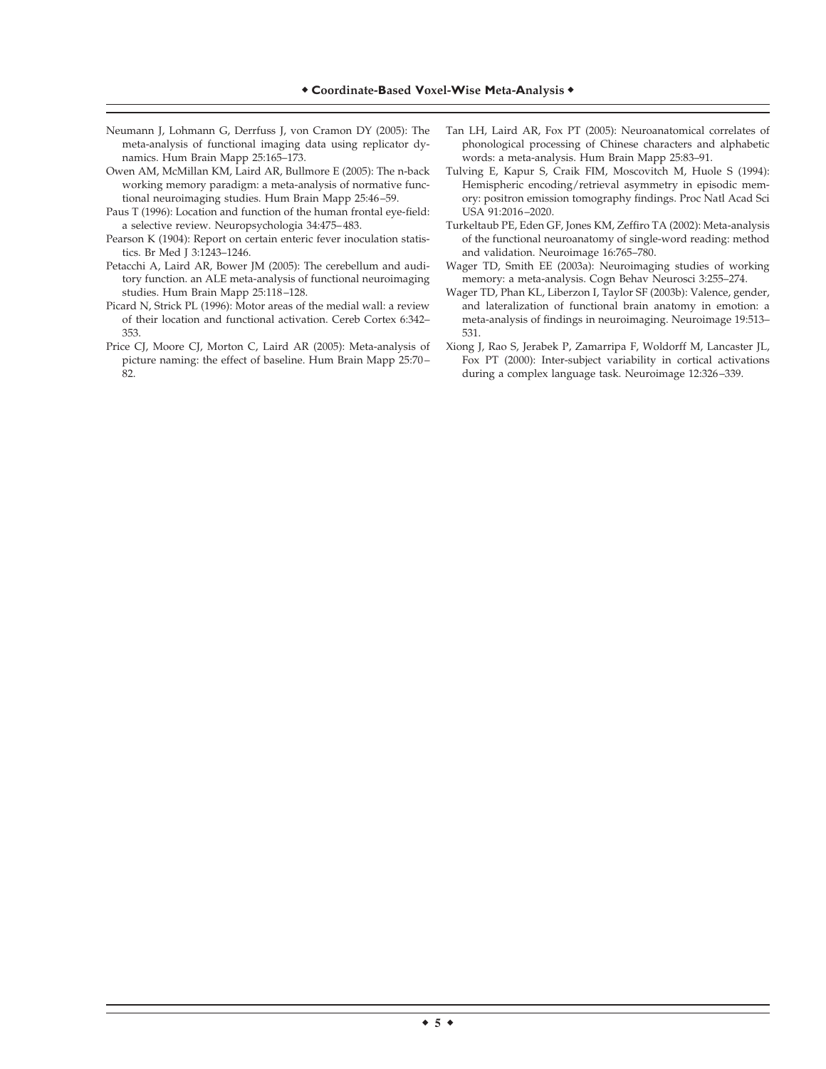Neumann J, Lohmann G, Derrfuss J, von Cramon DY (2005): The meta-analysis of functional imaging data using replicator dynamics. Hum Brain Mapp 25:165–173.

Owen AM, McMillan KM, Laird AR, Bullmore E (2005): The n-back working memory paradigm: a meta-analysis of normative functional neuroimaging studies. Hum Brain Mapp 25:46–59.

Paus T (1996): Location and function of the human frontal eye-field: a selective review. Neuropsychologia 34:475–483.

Pearson K (1904): Report on certain enteric fever inoculation statistics. Br Med J 3:1243–1246.

Petacchi A, Laird AR, Bower JM (2005): The cerebellum and auditory function. an ALE meta-analysis of functional neuroimaging studies. Hum Brain Mapp 25:118–128.

Picard N, Strick PL (1996): Motor areas of the medial wall: a review of their location and functional activation. Cereb Cortex 6:342–353.

Price CJ, Moore CJ, Morton C, Laird AR (2005): Meta-analysis of picture naming: the effect of baseline. Hum Brain Mapp 25:70–82.

Tan LH, Laird AR, Fox PT (2005): Neuroanatomical correlates of phonological processing of Chinese characters and alphabetic words: a meta-analysis. Hum Brain Mapp 25:83–91.

Tulving E, Kapur S, Craik FIM, Moscovitch M, Huole S (1994): Hemispheric encoding/retrieval asymmetry in episodic memory: positron emission tomography findings. Proc Natl Acad Sci USA 91:2016–2020.

Turkeltaub PE, Eden GF, Jones KM, Zeffiro TA (2002): Meta-analysis of the functional neuroanatomy of single-word reading: method and validation. Neuroimage 16:765–780.

Wager TD, Smith EE (2003a): Neuroimaging studies of working memory: a meta-analysis. Cogn Behav Neurosci 3:255–274.

Wager TD, Phan KL, Liberzon I, Taylor SF (2003b): Valence, gender, and lateralization of functional brain anatomy in emotion: a meta-analysis of findings in neuroimaging. Neuroimage 19:513–531.

Xiong J, Rao S, Jerabek P, Zamarripa F, Woldorff M, Lancaster JL, Fox PT (2000): Inter-subject variability in cortical activations during a complex language task. Neuroimage 12:326–339.